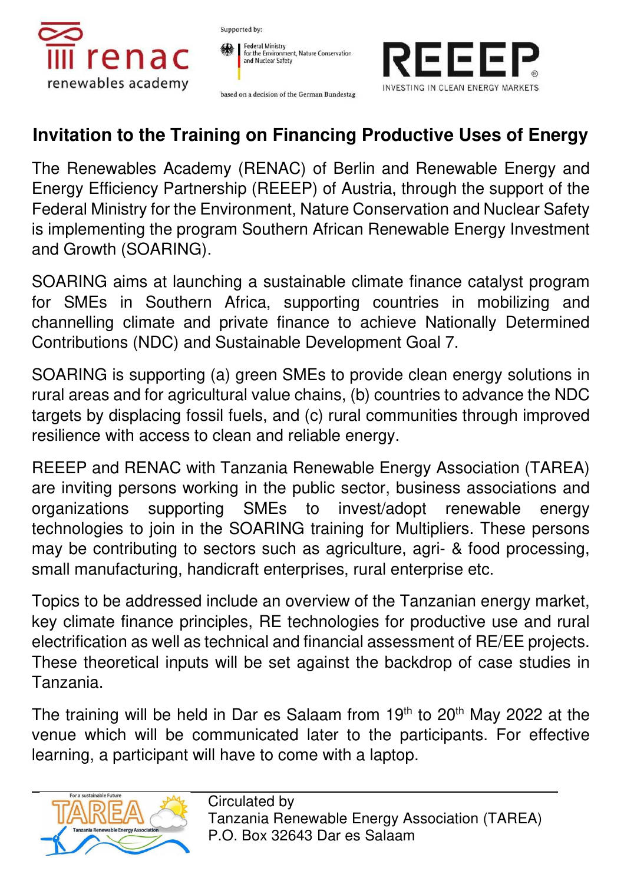renac renewables academy

Supported by:

Federal Ministry for the Environment, Nature Conservation and Nuclear Safety

based on a decision of the German Bundestag

REEEP INVESTING IN CLEAN ENERGY MARKETS

## Invitation to the Training on Financing Productive Uses of Energy

The Renewables Academy (RENAC) of Berlin and Renewable Energy and Energy Efficiency Partnership (REEEP) of Austria, through the support of the Federal Ministry for the Environment, Nature Conservation and Nuclear Safety is implementing the program Southern African Renewable Energy Investment and Growth (SOARING).

SOARING aims at launching a sustainable climate finance catalyst program for SMEs in Southern Africa, supporting countries in mobilizing and channelling climate and private finance to achieve Nationally Determined Contributions (NDC) and Sustainable Development Goal 7.

SOARING is supporting (a) green SMEs to provide clean energy solutions in rural areas and for agricultural value chains, (b) countries to advance the NDC targets by displacing fossil fuels, and (c) rural communities through improved resilience with access to clean and reliable energy.

REEEP and RENAC with Tanzania Renewable Energy Association (TAREA) are inviting persons working in the public sector, business associations and organizations supporting SMEs to invest/adopt renewable energy technologies to join in the SOARING training for Multipliers. These persons may be contributing to sectors such as agriculture, agri- & food processing, small manufacturing, handicraft enterprises, rural enterprise etc.

Topics to be addressed include an overview of the Tanzanian energy market, key climate finance principles, RE technologies for productive use and rural electrification as well as technical and financial assessment of RE/EE projects. These theoretical inputs will be set against the backdrop of case studies in Tanzania.

The training will be held in Dar es Salaam from 19th to 20th May 2022 at the venue which will be communicated later to the participants. For effective learning, a participant will have to come with a laptop.

---

For a sustainable Future TAREA Tanzania Renewable Energy Association

Circulated by
Tanzania Renewable Energy Association (TAREA)
P.O. Box 32643 Dar es Salaam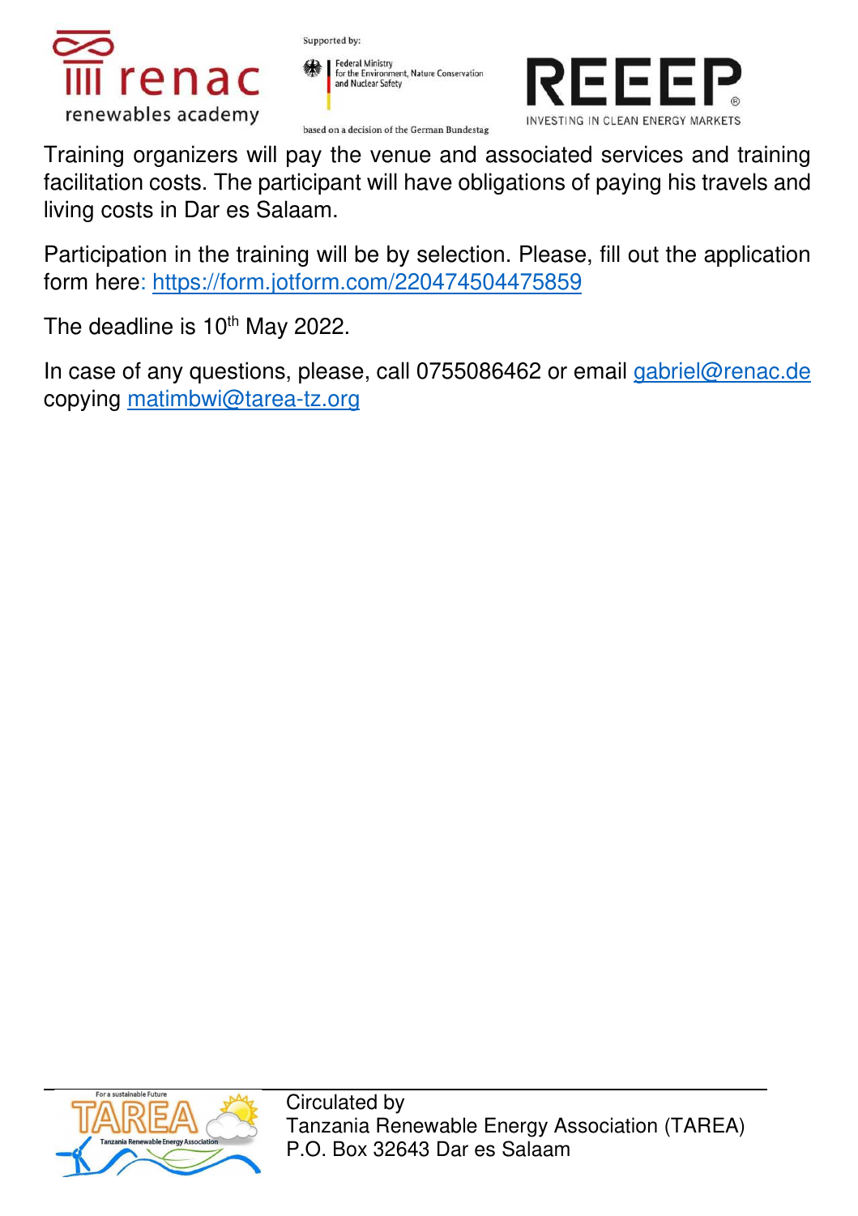Training organizers will pay the venue and associated services and training facilitation costs. The participant will have obligations of paying his travels and living costs in Dar es Salaam.

Participation in the training will be by selection. Please, fill out the application form here: https://form.jotform.com/220474504475859

The deadline is 10th May 2022.

In case of any questions, please, call 0755086462 or email gabriel@renac.de copying matimbwi@tarea-tz.org

Circulated by
Tanzania Renewable Energy Association (TAREA)
P.O. Box 32643 Dar es Salaam